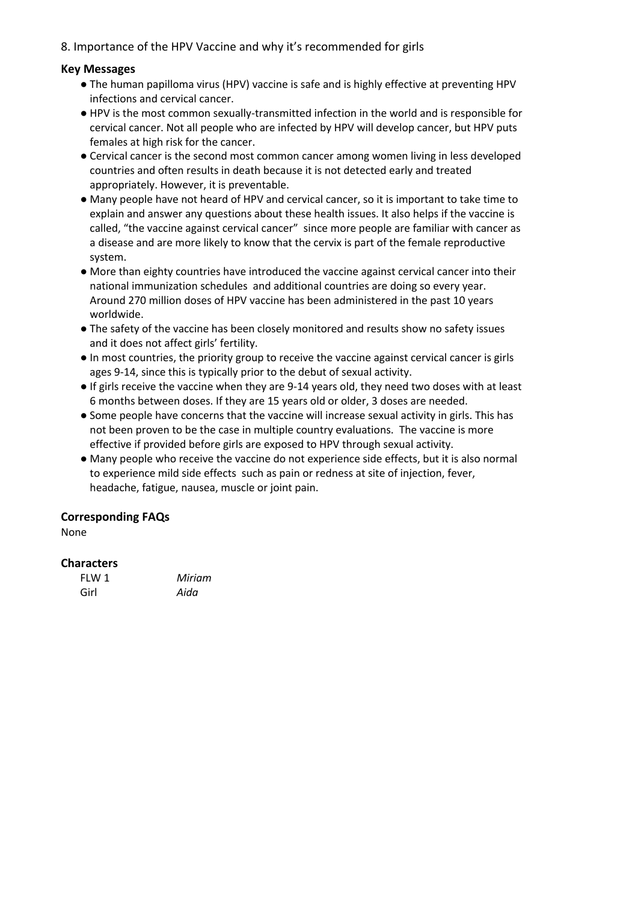8. Importance of the HPV Vaccine and why it's recommended for girls

### Key Messages

- The human papilloma virus (HPV) vaccine is safe and is highly effective at preventing HPV infections and cervical cancer.
- HPV is the most common sexually-transmitted infection in the world and is responsible for cervical cancer. Not all people who are infected by HPV will develop cancer, but HPV puts females at high risk for the cancer.
- Cervical cancer is the second most common cancer among women living in less developed countries and often results in death because it is not detected early and treated appropriately. However, it is preventable.
- Many people have not heard of HPV and cervical cancer, so it is important to take time to explain and answer any questions about these health issues. It also helps if the vaccine is called, "the vaccine against cervical cancer" since more people are familiar with cancer as a disease and are more likely to know that the cervix is part of the female reproductive system.
- More than eighty countries have introduced the vaccine against cervical cancer into their national immunization schedules and additional countries are doing so every year. Around 270 million doses of HPV vaccine has been administered in the past 10 years worldwide.
- The safety of the vaccine has been closely monitored and results show no safety issues and it does not affect girls' fertility.
- In most countries, the priority group to receive the vaccine against cervical cancer is girls ages 9-14, since this is typically prior to the debut of sexual activity.
- If girls receive the vaccine when they are 9-14 years old, they need two doses with at least 6 months between doses. If they are 15 years old or older, 3 doses are needed.
- Some people have concerns that the vaccine will increase sexual activity in girls. This has not been proven to be the case in multiple country evaluations. The vaccine is more effective if provided before girls are exposed to HPV through sexual activity.
- Many people who receive the vaccine do not experience side effects, but it is also normal to experience mild side effects such as pain or redness at site of injection, fever, headache, fatigue, nausea, muscle or joint pain.

### Corresponding FAQs

None

### Characters

| | |
|---|---|
| FLW 1 | *Miriam* |
| Girl | *Aida* |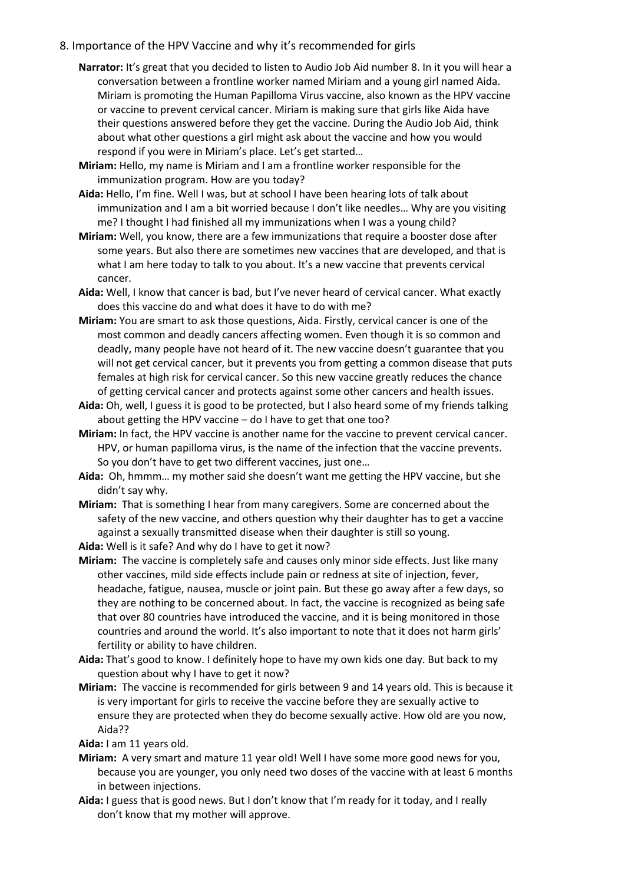8. Importance of the HPV Vaccine and why it's recommended for girls

**Narrator:** It's great that you decided to listen to Audio Job Aid number 8. In it you will hear a conversation between a frontline worker named Miriam and a young girl named Aida. Miriam is promoting the Human Papilloma Virus vaccine, also known as the HPV vaccine or vaccine to prevent cervical cancer. Miriam is making sure that girls like Aida have their questions answered before they get the vaccine. During the Audio Job Aid, think about what other questions a girl might ask about the vaccine and how you would respond if you were in Miriam's place. Let's get started…

**Miriam:** Hello, my name is Miriam and I am a frontline worker responsible for the immunization program. How are you today?

**Aida:** Hello, I'm fine. Well I was, but at school I have been hearing lots of talk about immunization and I am a bit worried because I don't like needles… Why are you visiting me? I thought I had finished all my immunizations when I was a young child?

**Miriam:** Well, you know, there are a few immunizations that require a booster dose after some years. But also there are sometimes new vaccines that are developed, and that is what I am here today to talk to you about. It's a new vaccine that prevents cervical cancer.

**Aida:** Well, I know that cancer is bad, but I've never heard of cervical cancer. What exactly does this vaccine do and what does it have to do with me?

**Miriam:** You are smart to ask those questions, Aida. Firstly, cervical cancer is one of the most common and deadly cancers affecting women. Even though it is so common and deadly, many people have not heard of it. The new vaccine doesn't guarantee that you will not get cervical cancer, but it prevents you from getting a common disease that puts females at high risk for cervical cancer. So this new vaccine greatly reduces the chance of getting cervical cancer and protects against some other cancers and health issues.

**Aida:** Oh, well, I guess it is good to be protected, but I also heard some of my friends talking about getting the HPV vaccine – do I have to get that one too?

**Miriam:** In fact, the HPV vaccine is another name for the vaccine to prevent cervical cancer. HPV, or human papilloma virus, is the name of the infection that the vaccine prevents. So you don't have to get two different vaccines, just one…

**Aida:** Oh, hmmm… my mother said she doesn't want me getting the HPV vaccine, but she didn't say why.

**Miriam:** That is something I hear from many caregivers. Some are concerned about the safety of the new vaccine, and others question why their daughter has to get a vaccine against a sexually transmitted disease when their daughter is still so young.

**Aida:** Well is it safe? And why do I have to get it now?

**Miriam:** The vaccine is completely safe and causes only minor side effects. Just like many other vaccines, mild side effects include pain or redness at site of injection, fever, headache, fatigue, nausea, muscle or joint pain. But these go away after a few days, so they are nothing to be concerned about. In fact, the vaccine is recognized as being safe that over 80 countries have introduced the vaccine, and it is being monitored in those countries and around the world. It's also important to note that it does not harm girls' fertility or ability to have children.

**Aida:** That's good to know. I definitely hope to have my own kids one day. But back to my question about why I have to get it now?

**Miriam:** The vaccine is recommended for girls between 9 and 14 years old. This is because it is very important for girls to receive the vaccine before they are sexually active to ensure they are protected when they do become sexually active. How old are you now, Aida??

**Aida:** I am 11 years old.

**Miriam:** A very smart and mature 11 year old! Well I have some more good news for you, because you are younger, you only need two doses of the vaccine with at least 6 months in between injections.

**Aida:** I guess that is good news. But I don't know that I'm ready for it today, and I really don't know that my mother will approve.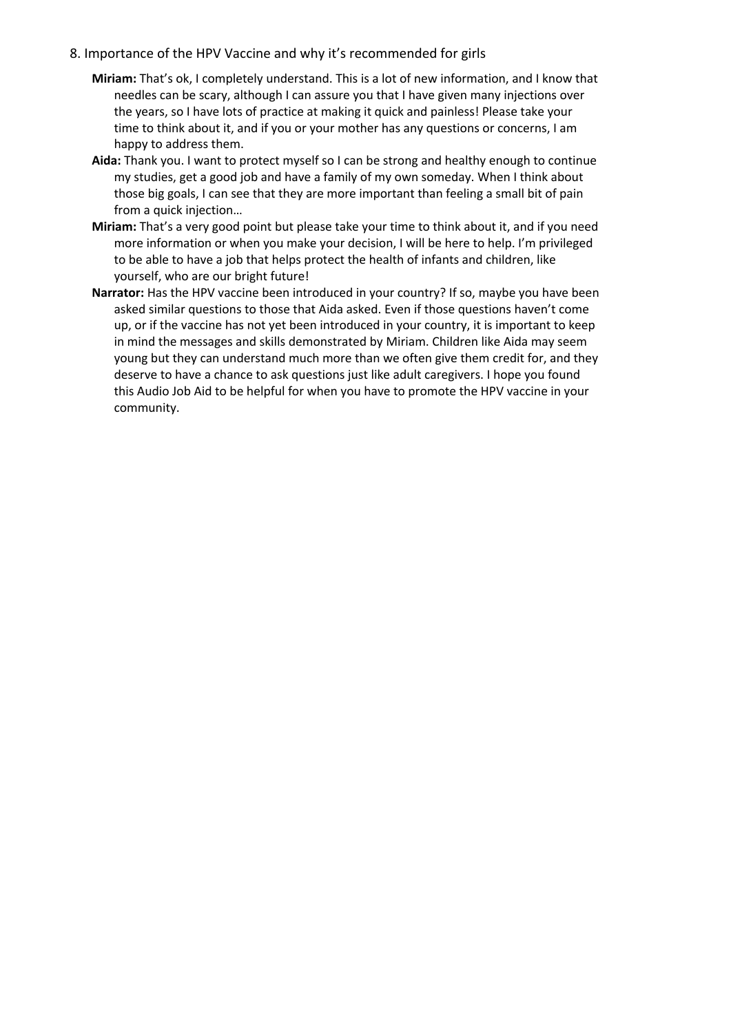8. Importance of the HPV Vaccine and why it's recommended for girls

**Miriam:** That's ok, I completely understand. This is a lot of new information, and I know that needles can be scary, although I can assure you that I have given many injections over the years, so I have lots of practice at making it quick and painless! Please take your time to think about it, and if you or your mother has any questions or concerns, I am happy to address them.

**Aida:** Thank you. I want to protect myself so I can be strong and healthy enough to continue my studies, get a good job and have a family of my own someday. When I think about those big goals, I can see that they are more important than feeling a small bit of pain from a quick injection…

**Miriam:** That's a very good point but please take your time to think about it, and if you need more information or when you make your decision, I will be here to help. I'm privileged to be able to have a job that helps protect the health of infants and children, like yourself, who are our bright future!

**Narrator:** Has the HPV vaccine been introduced in your country? If so, maybe you have been asked similar questions to those that Aida asked. Even if those questions haven't come up, or if the vaccine has not yet been introduced in your country, it is important to keep in mind the messages and skills demonstrated by Miriam. Children like Aida may seem young but they can understand much more than we often give them credit for, and they deserve to have a chance to ask questions just like adult caregivers. I hope you found this Audio Job Aid to be helpful for when you have to promote the HPV vaccine in your community.